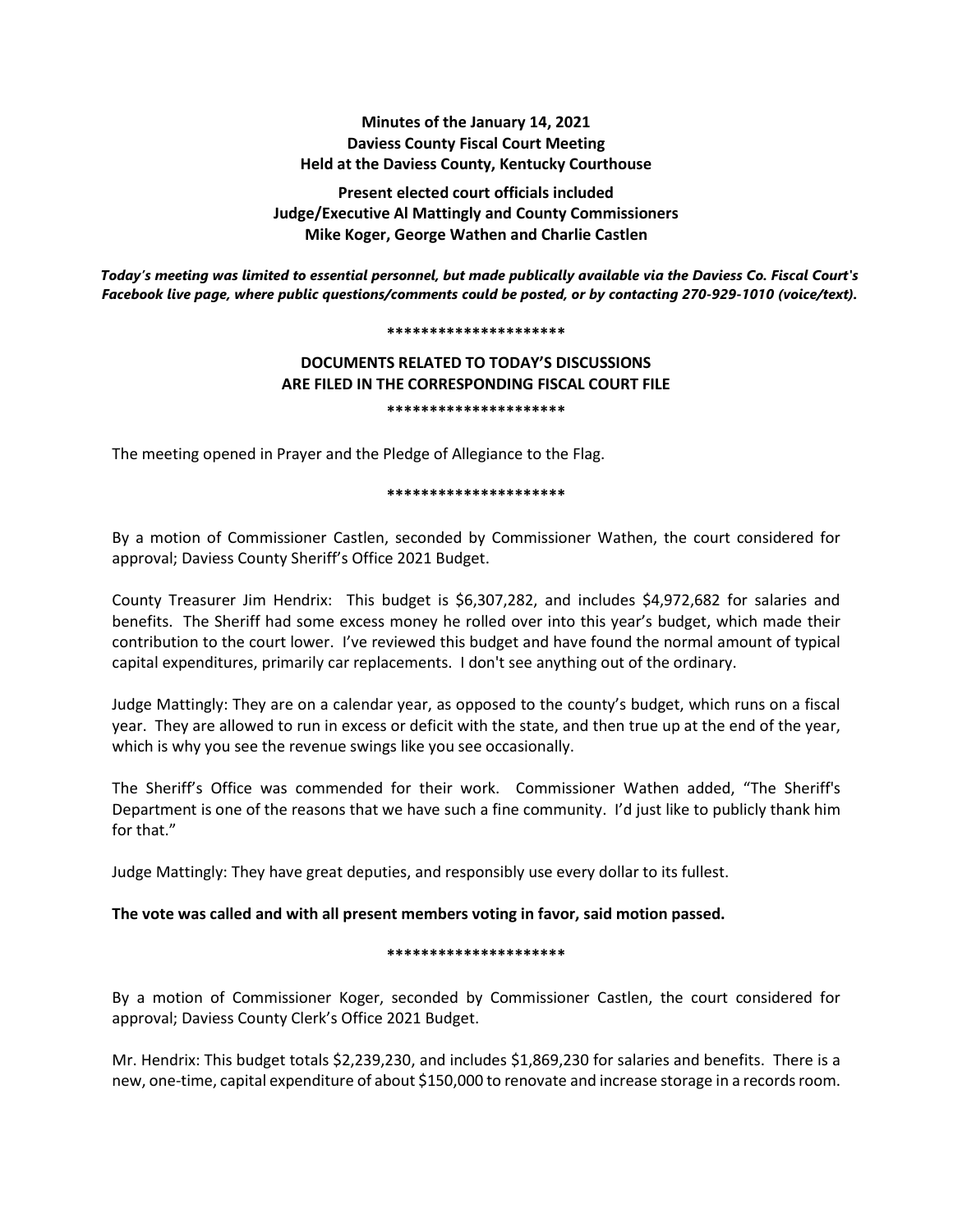**Minutes of the January 14, 2021**
**Daviess County Fiscal Court Meeting**
**Held at the Daviess County, Kentucky Courthouse**

**Present elected court officials included**
**Judge/Executive Al Mattingly and County Commissioners**
**Mike Koger, George Wathen and Charlie Castlen**

***Today's meeting was limited to essential personnel, but made publically available via the Daviess Co. Fiscal Court's Facebook live page, where public questions/comments could be posted, or by contacting 270-929-1010 (voice/text).***

**********************

**DOCUMENTS RELATED TO TODAY'S DISCUSSIONS**
**ARE FILED IN THE CORRESPONDING FISCAL COURT FILE**

**********************

The meeting opened in Prayer and the Pledge of Allegiance to the Flag.

**********************

By a motion of Commissioner Castlen, seconded by Commissioner Wathen, the court considered for approval; Daviess County Sheriff's Office 2021 Budget.

County Treasurer Jim Hendrix: This budget is $6,307,282, and includes $4,972,682 for salaries and benefits. The Sheriff had some excess money he rolled over into this year's budget, which made their contribution to the court lower. I've reviewed this budget and have found the normal amount of typical capital expenditures, primarily car replacements. I don't see anything out of the ordinary.

Judge Mattingly: They are on a calendar year, as opposed to the county's budget, which runs on a fiscal year. They are allowed to run in excess or deficit with the state, and then true up at the end of the year, which is why you see the revenue swings like you see occasionally.

The Sheriff's Office was commended for their work. Commissioner Wathen added, "The Sheriff's Department is one of the reasons that we have such a fine community. I'd just like to publicly thank him for that."

Judge Mattingly: They have great deputies, and responsibly use every dollar to its fullest.

**The vote was called and with all present members voting in favor, said motion passed.**

**********************

By a motion of Commissioner Koger, seconded by Commissioner Castlen, the court considered for approval; Daviess County Clerk's Office 2021 Budget.

Mr. Hendrix: This budget totals $2,239,230, and includes $1,869,230 for salaries and benefits. There is a new, one-time, capital expenditure of about $150,000 to renovate and increase storage in a records room.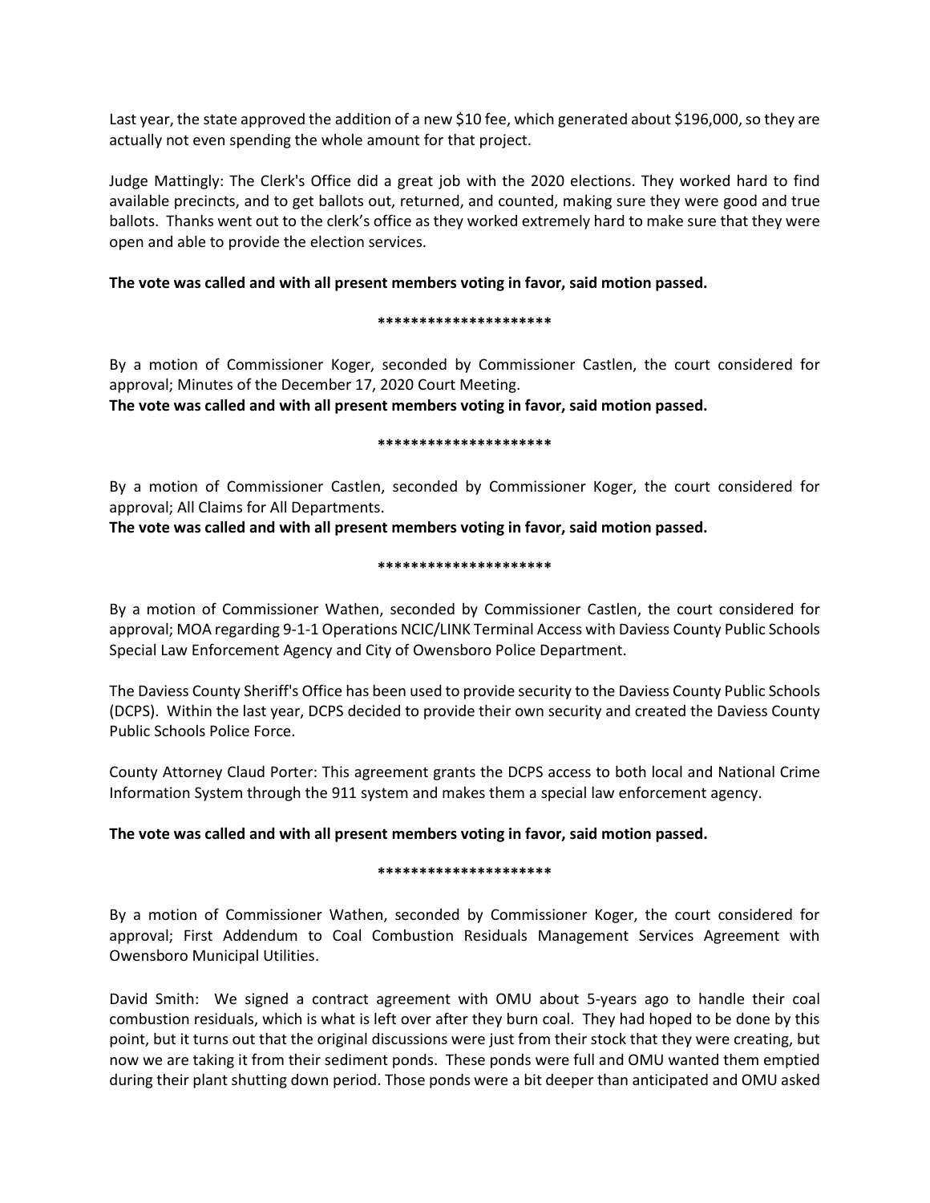Last year, the state approved the addition of a new $10 fee, which generated about $196,000, so they are actually not even spending the whole amount for that project.

Judge Mattingly: The Clerk's Office did a great job with the 2020 elections. They worked hard to find available precincts, and to get ballots out, returned, and counted, making sure they were good and true ballots. Thanks went out to the clerk's office as they worked extremely hard to make sure that they were open and able to provide the election services.

**The vote was called and with all present members voting in favor, said motion passed.**

**\*\*\*\*\*\*\*\*\*\*\*\*\*\*\*\*\*\*\*\*\***

By a motion of Commissioner Koger, seconded by Commissioner Castlen, the court considered for approval; Minutes of the December 17, 2020 Court Meeting.

**The vote was called and with all present members voting in favor, said motion passed.**

**\*\*\*\*\*\*\*\*\*\*\*\*\*\*\*\*\*\*\*\*\***

By a motion of Commissioner Castlen, seconded by Commissioner Koger, the court considered for approval; All Claims for All Departments.

**The vote was called and with all present members voting in favor, said motion passed.**

**\*\*\*\*\*\*\*\*\*\*\*\*\*\*\*\*\*\*\*\*\***

By a motion of Commissioner Wathen, seconded by Commissioner Castlen, the court considered for approval; MOA regarding 9-1-1 Operations NCIC/LINK Terminal Access with Daviess County Public Schools Special Law Enforcement Agency and City of Owensboro Police Department.

The Daviess County Sheriff's Office has been used to provide security to the Daviess County Public Schools (DCPS). Within the last year, DCPS decided to provide their own security and created the Daviess County Public Schools Police Force.

County Attorney Claud Porter: This agreement grants the DCPS access to both local and National Crime Information System through the 911 system and makes them a special law enforcement agency.

**The vote was called and with all present members voting in favor, said motion passed.**

**\*\*\*\*\*\*\*\*\*\*\*\*\*\*\*\*\*\*\*\*\***

By a motion of Commissioner Wathen, seconded by Commissioner Koger, the court considered for approval; First Addendum to Coal Combustion Residuals Management Services Agreement with Owensboro Municipal Utilities.

David Smith: We signed a contract agreement with OMU about 5-years ago to handle their coal combustion residuals, which is what is left over after they burn coal. They had hoped to be done by this point, but it turns out that the original discussions were just from their stock that they were creating, but now we are taking it from their sediment ponds. These ponds were full and OMU wanted them emptied during their plant shutting down period. Those ponds were a bit deeper than anticipated and OMU asked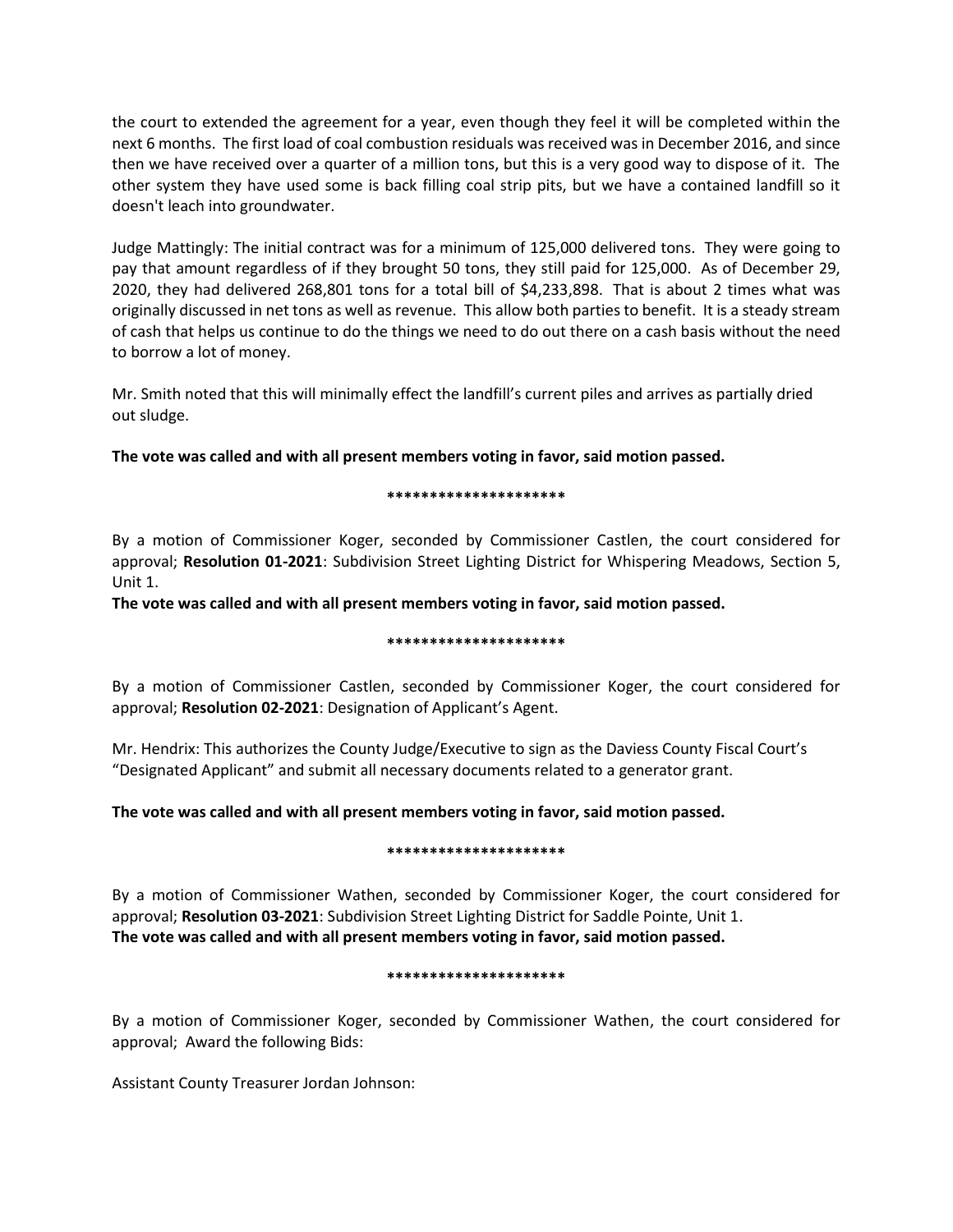the court to extended the agreement for a year, even though they feel it will be completed within the next 6 months. The first load of coal combustion residuals was received was in December 2016, and since then we have received over a quarter of a million tons, but this is a very good way to dispose of it. The other system they have used some is back filling coal strip pits, but we have a contained landfill so it doesn't leach into groundwater.

Judge Mattingly: The initial contract was for a minimum of 125,000 delivered tons. They were going to pay that amount regardless of if they brought 50 tons, they still paid for 125,000. As of December 29, 2020, they had delivered 268,801 tons for a total bill of $4,233,898. That is about 2 times what was originally discussed in net tons as well as revenue. This allow both parties to benefit. It is a steady stream of cash that helps us continue to do the things we need to do out there on a cash basis without the need to borrow a lot of money.

Mr. Smith noted that this will minimally effect the landfill's current piles and arrives as partially dried out sludge.

**The vote was called and with all present members voting in favor, said motion passed.**

*********************

By a motion of Commissioner Koger, seconded by Commissioner Castlen, the court considered for approval; **Resolution 01-2021**: Subdivision Street Lighting District for Whispering Meadows, Section 5, Unit 1.

**The vote was called and with all present members voting in favor, said motion passed.**

*********************

By a motion of Commissioner Castlen, seconded by Commissioner Koger, the court considered for approval; **Resolution 02-2021**: Designation of Applicant's Agent.

Mr. Hendrix: This authorizes the County Judge/Executive to sign as the Daviess County Fiscal Court's "Designated Applicant" and submit all necessary documents related to a generator grant.

**The vote was called and with all present members voting in favor, said motion passed.**

*********************

By a motion of Commissioner Wathen, seconded by Commissioner Koger, the court considered for approval; **Resolution 03-2021**: Subdivision Street Lighting District for Saddle Pointe, Unit 1.

**The vote was called and with all present members voting in favor, said motion passed.**

*********************

By a motion of Commissioner Koger, seconded by Commissioner Wathen, the court considered for approval; Award the following Bids:

Assistant County Treasurer Jordan Johnson: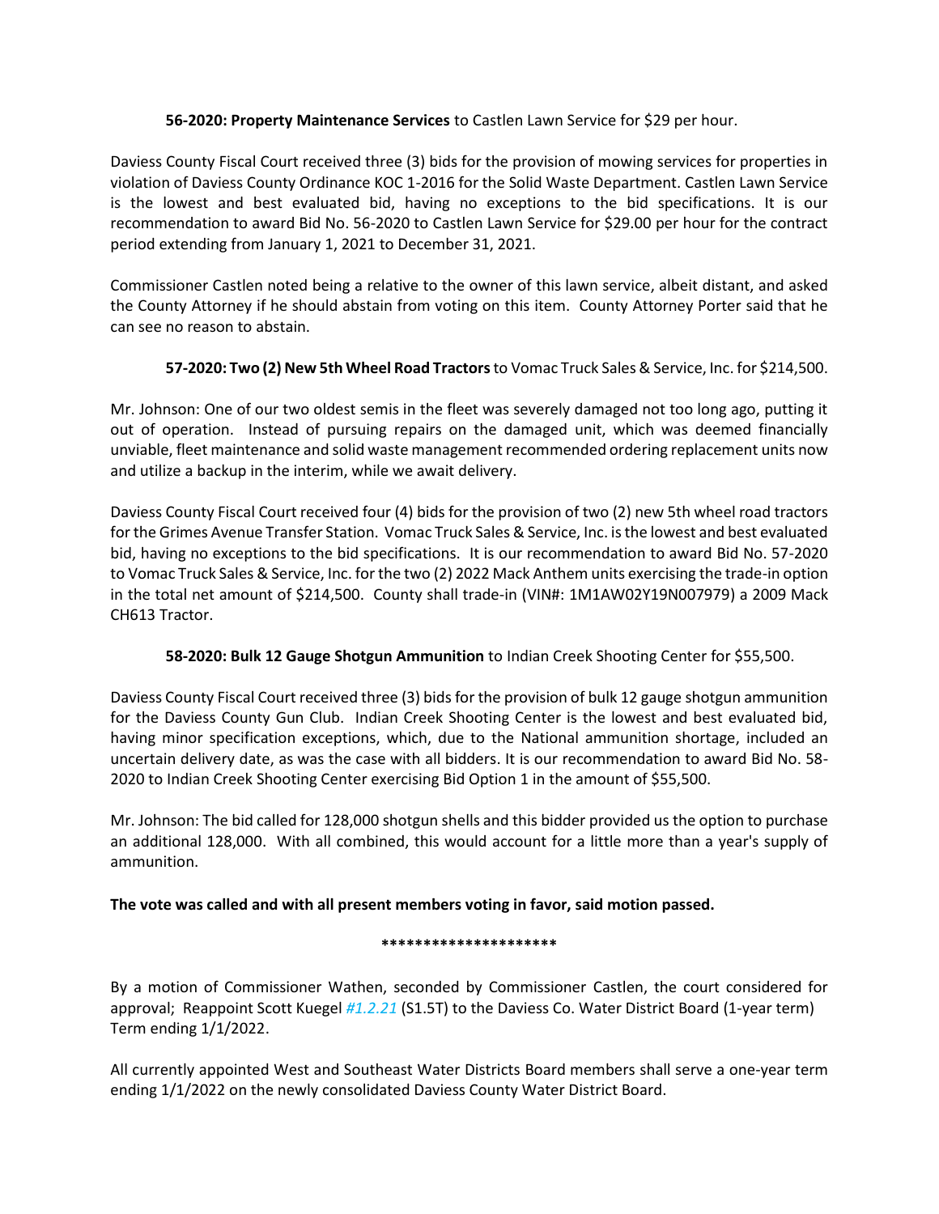**56-2020: Property Maintenance Services** to Castlen Lawn Service for $29 per hour.

Daviess County Fiscal Court received three (3) bids for the provision of mowing services for properties in violation of Daviess County Ordinance KOC 1-2016 for the Solid Waste Department. Castlen Lawn Service is the lowest and best evaluated bid, having no exceptions to the bid specifications. It is our recommendation to award Bid No. 56-2020 to Castlen Lawn Service for $29.00 per hour for the contract period extending from January 1, 2021 to December 31, 2021.

Commissioner Castlen noted being a relative to the owner of this lawn service, albeit distant, and asked the County Attorney if he should abstain from voting on this item. County Attorney Porter said that he can see no reason to abstain.

**57-2020: Two (2) New 5th Wheel Road Tractors** to Vomac Truck Sales & Service, Inc. for $214,500.

Mr. Johnson: One of our two oldest semis in the fleet was severely damaged not too long ago, putting it out of operation. Instead of pursuing repairs on the damaged unit, which was deemed financially unviable, fleet maintenance and solid waste management recommended ordering replacement units now and utilize a backup in the interim, while we await delivery.

Daviess County Fiscal Court received four (4) bids for the provision of two (2) new 5th wheel road tractors for the Grimes Avenue Transfer Station. Vomac Truck Sales & Service, Inc. is the lowest and best evaluated bid, having no exceptions to the bid specifications. It is our recommendation to award Bid No. 57-2020 to Vomac Truck Sales & Service, Inc. for the two (2) 2022 Mack Anthem units exercising the trade-in option in the total net amount of $214,500. County shall trade-in (VIN#: 1M1AW02Y19N007979) a 2009 Mack CH613 Tractor.

**58-2020: Bulk 12 Gauge Shotgun Ammunition** to Indian Creek Shooting Center for $55,500.

Daviess County Fiscal Court received three (3) bids for the provision of bulk 12 gauge shotgun ammunition for the Daviess County Gun Club. Indian Creek Shooting Center is the lowest and best evaluated bid, having minor specification exceptions, which, due to the National ammunition shortage, included an uncertain delivery date, as was the case with all bidders. It is our recommendation to award Bid No. 58-2020 to Indian Creek Shooting Center exercising Bid Option 1 in the amount of $55,500.

Mr. Johnson: The bid called for 128,000 shotgun shells and this bidder provided us the option to purchase an additional 128,000. With all combined, this would account for a little more than a year's supply of ammunition.

**The vote was called and with all present members voting in favor, said motion passed.**

**********************

By a motion of Commissioner Wathen, seconded by Commissioner Castlen, the court considered for approval; Reappoint Scott Kuegel *#1.2.21* (S1.5T) to the Daviess Co. Water District Board (1-year term) Term ending 1/1/2022.

All currently appointed West and Southeast Water Districts Board members shall serve a one-year term ending 1/1/2022 on the newly consolidated Daviess County Water District Board.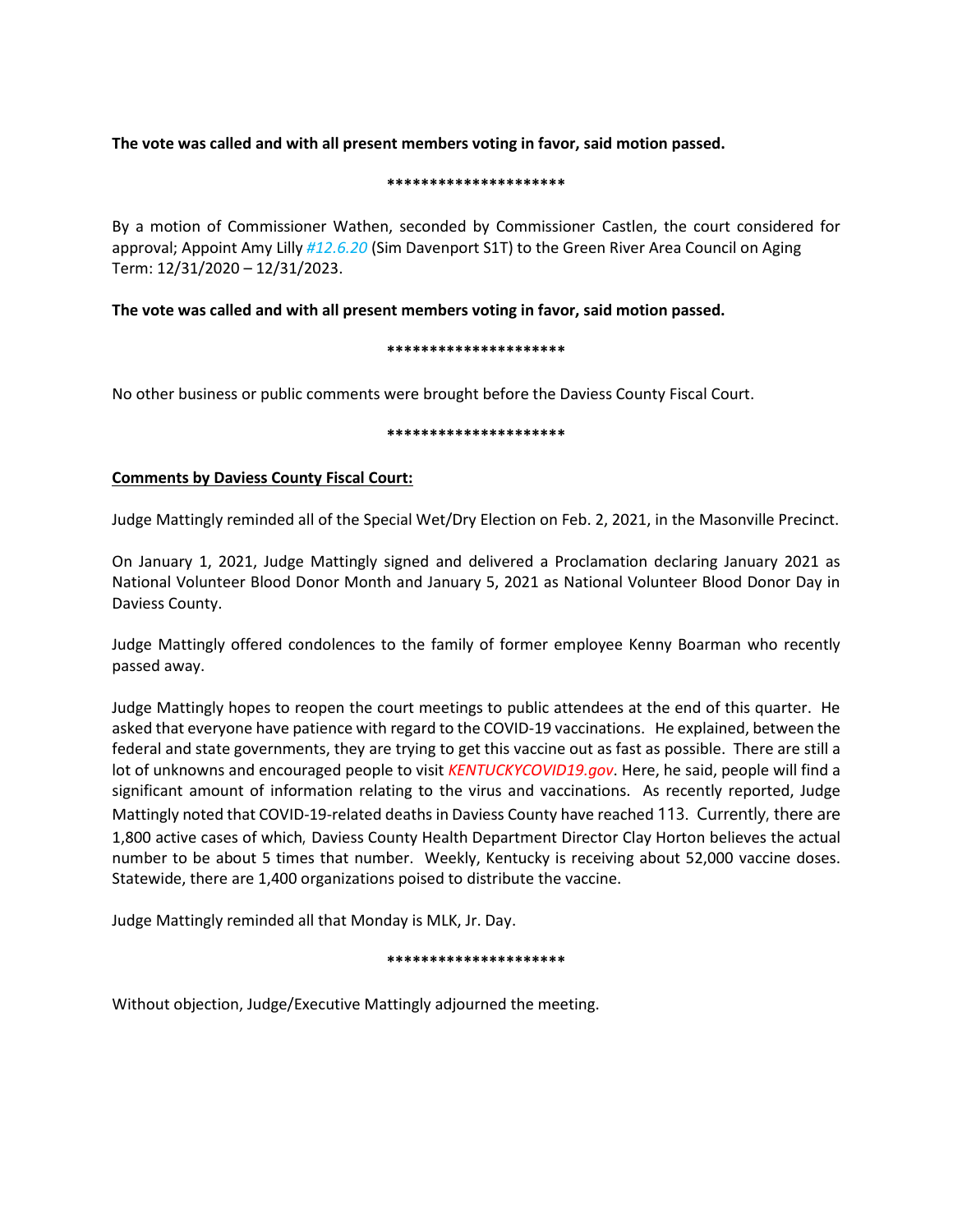**The vote was called and with all present members voting in favor, said motion passed.**

*********************

By a motion of Commissioner Wathen, seconded by Commissioner Castlen, the court considered for approval; Appoint Amy Lilly *#12.6.20* (Sim Davenport S1T) to the Green River Area Council on Aging Term: 12/31/2020 – 12/31/2023.

**The vote was called and with all present members voting in favor, said motion passed.**

*********************

No other business or public comments were brought before the Daviess County Fiscal Court.

*********************

**Comments by Daviess County Fiscal Court:**

Judge Mattingly reminded all of the Special Wet/Dry Election on Feb. 2, 2021, in the Masonville Precinct.

On January 1, 2021, Judge Mattingly signed and delivered a Proclamation declaring January 2021 as National Volunteer Blood Donor Month and January 5, 2021 as National Volunteer Blood Donor Day in Daviess County.

Judge Mattingly offered condolences to the family of former employee Kenny Boarman who recently passed away.

Judge Mattingly hopes to reopen the court meetings to public attendees at the end of this quarter. He asked that everyone have patience with regard to the COVID-19 vaccinations. He explained, between the federal and state governments, they are trying to get this vaccine out as fast as possible. There are still a lot of unknowns and encouraged people to visit *KENTUCKYCOVID19.gov*. Here, he said, people will find a significant amount of information relating to the virus and vaccinations. As recently reported, Judge Mattingly noted that COVID-19-related deaths in Daviess County have reached 113. Currently, there are 1,800 active cases of which, Daviess County Health Department Director Clay Horton believes the actual number to be about 5 times that number. Weekly, Kentucky is receiving about 52,000 vaccine doses. Statewide, there are 1,400 organizations poised to distribute the vaccine.

Judge Mattingly reminded all that Monday is MLK, Jr. Day.

*********************

Without objection, Judge/Executive Mattingly adjourned the meeting.